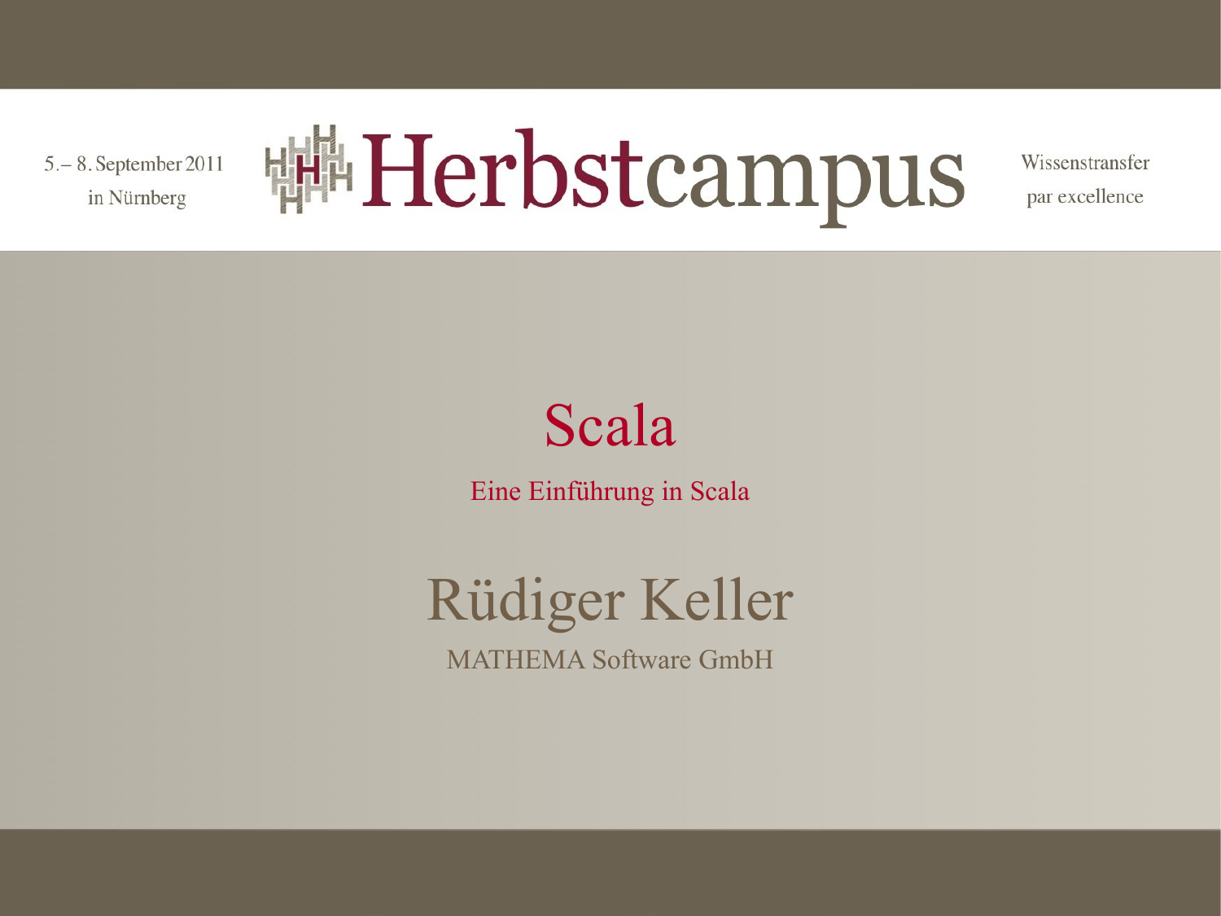5.– 8. September 2011
in Nürnberg

Herbstcampus

Wissenstransfer
par excellence

# Scala

## Eine Einführung in Scala

# Rüdiger Keller

MATHEMA Software GmbH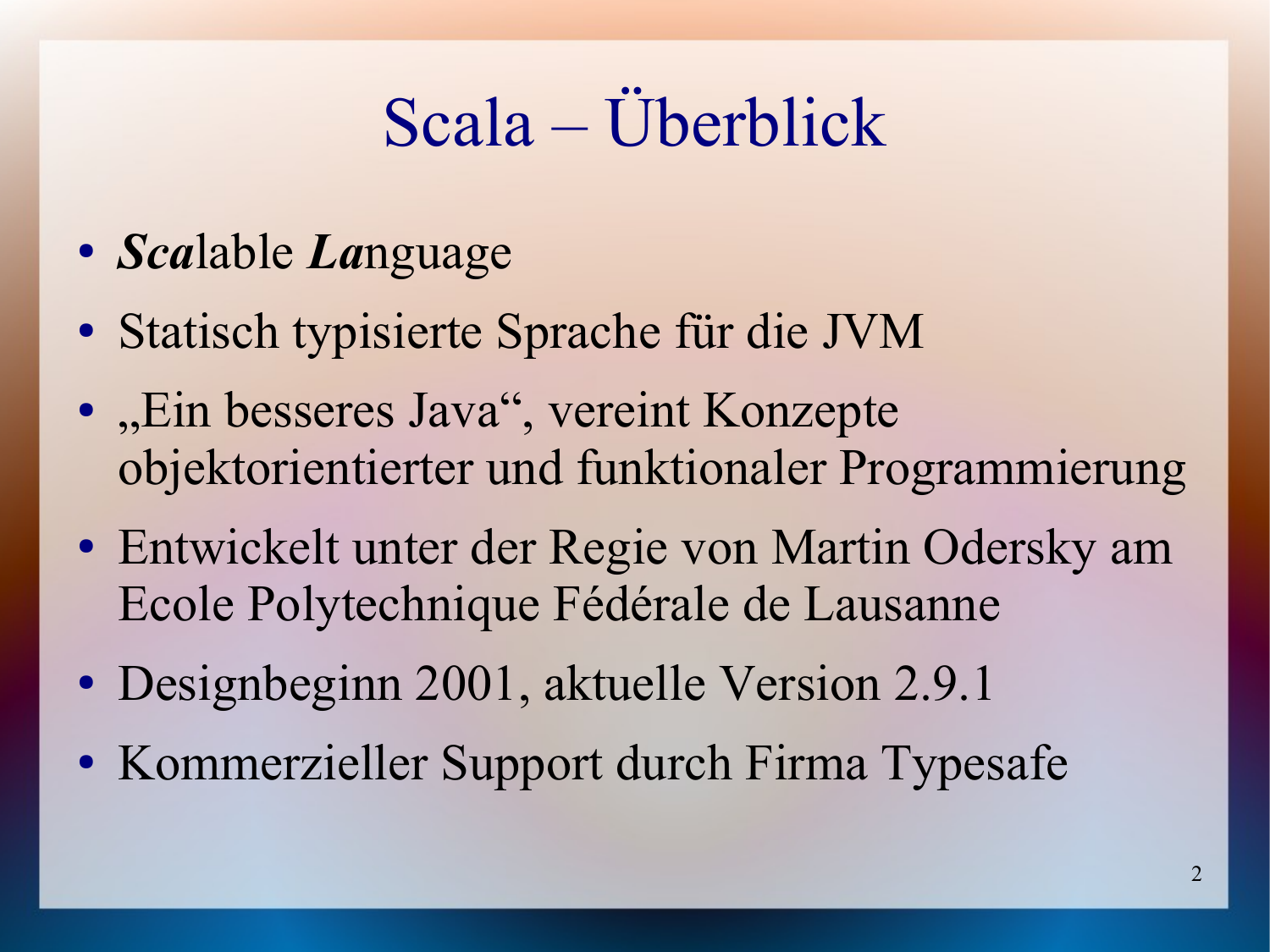# Scala – Überblick

- ***Sca***lable ***La***nguage
- Statisch typisierte Sprache für die JVM
- „Ein besseres Java", vereint Konzepte objektorientierter und funktionaler Programmierung
- Entwickelt unter der Regie von Martin Odersky am Ecole Polytechnique Fédérale de Lausanne
- Designbeginn 2001, aktuelle Version 2.9.1
- Kommerzieller Support durch Firma Typesafe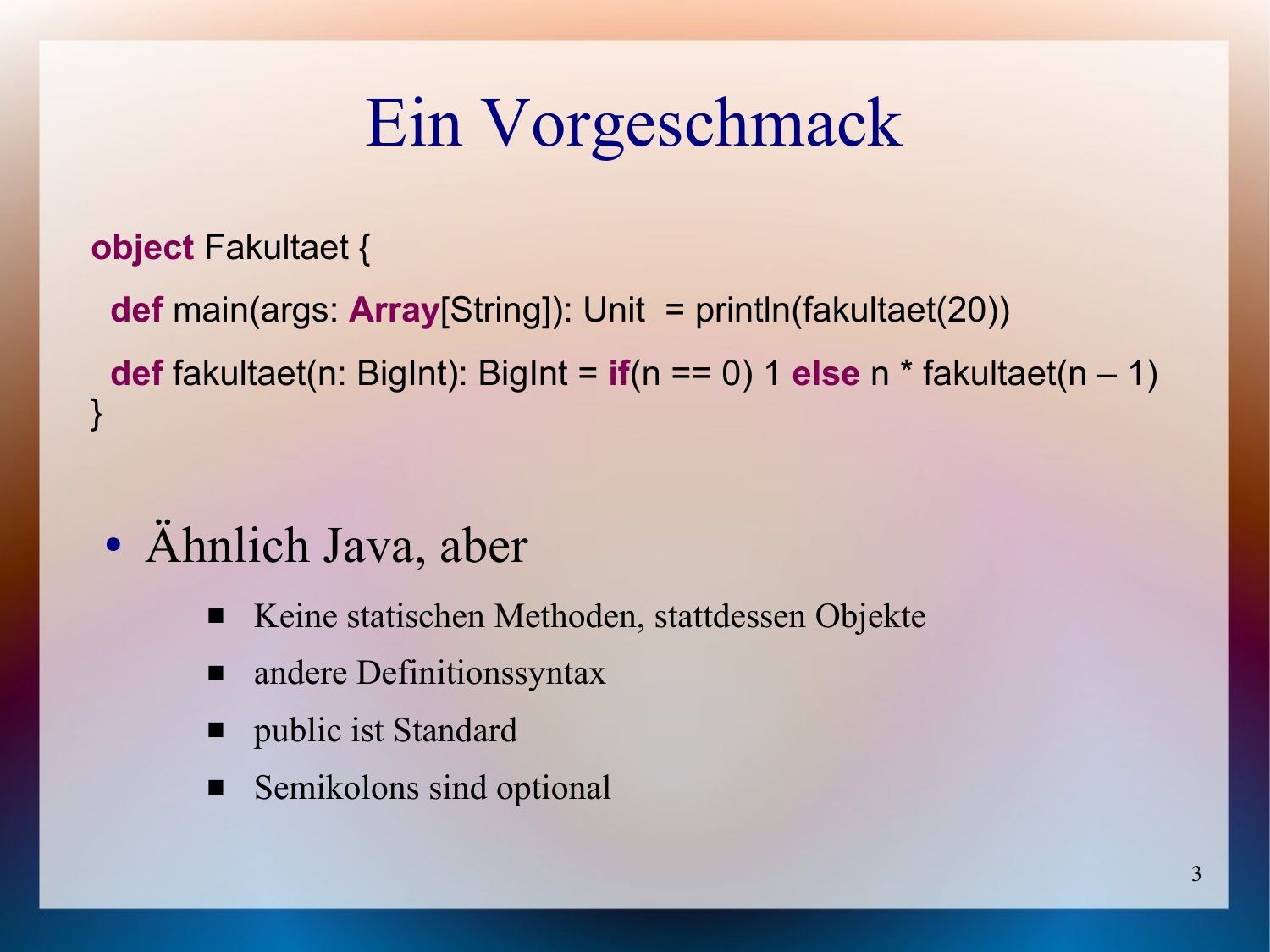# Ein Vorgeschmack

```
object Fakultaet {
  def main(args: Array[String]): Unit  = println(fakultaet(20))
  def fakultaet(n: BigInt): BigInt = if(n == 0) 1 else n * fakultaet(n – 1)
}
```

- Ähnlich Java, aber
  - Keine statischen Methoden, stattdessen Objekte
  - andere Definitionssyntax
  - public ist Standard
  - Semikolons sind optional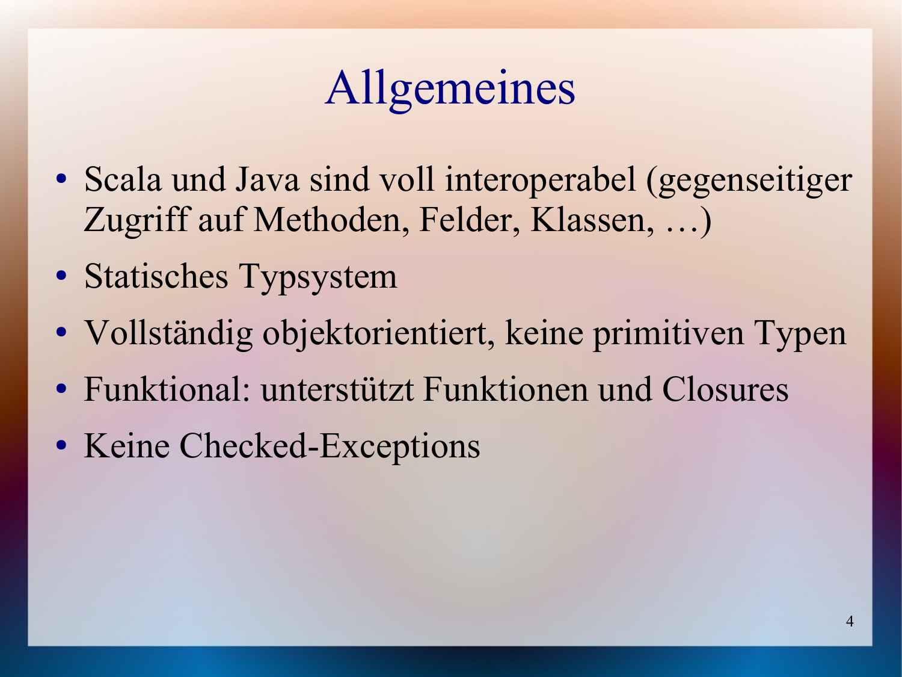# Allgemeines

- Scala und Java sind voll interoperabel (gegenseitiger Zugriff auf Methoden, Felder, Klassen, …)
- Statisches Typsystem
- Vollständig objektorientiert, keine primitiven Typen
- Funktional: unterstützt Funktionen und Closures
- Keine Checked-Exceptions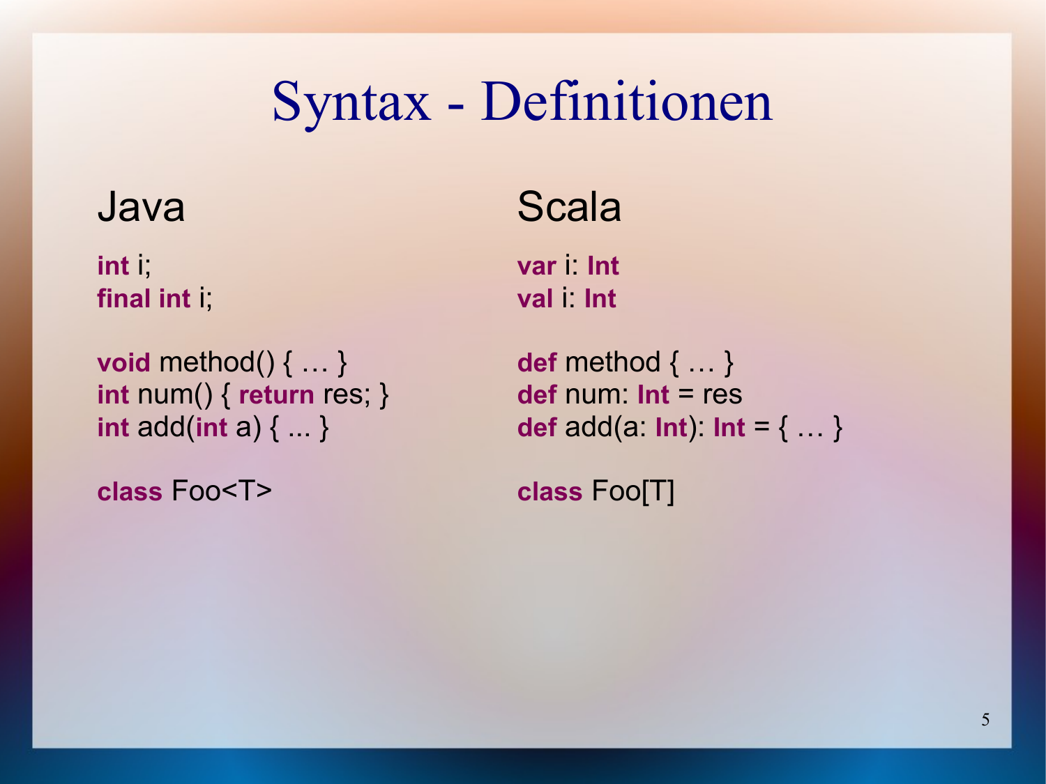# Syntax - Definitionen

| Java | Scala |
| --- | --- |
| `int i;` | `var i: Int` |
| `final int i;` | `val i: Int` |
| `void method() { … }` | `def method { … }` |
| `int num() { return res; }` | `def num: Int = res` |
| `int add(int a) { ... }` | `def add(a: Int): Int = { … }` |
| `class Foo<T>` | `class Foo[T]` |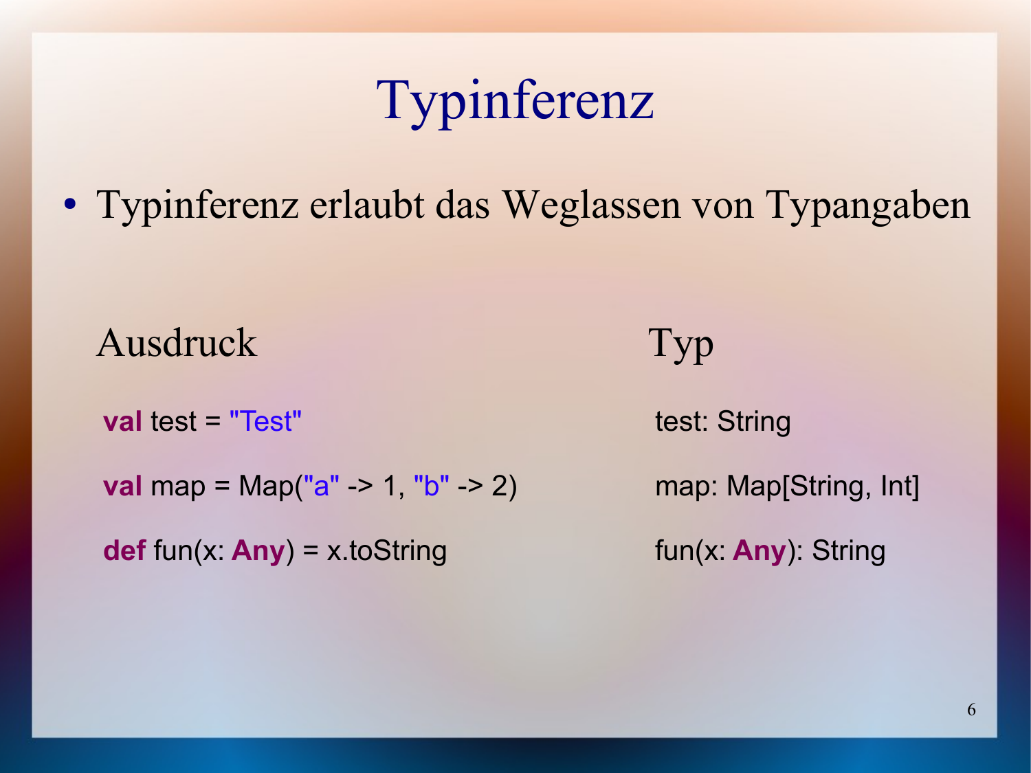# Typinferenz

- Typinferenz erlaubt das Weglassen von Typangaben

| Ausdruck | Typ |
| --- | --- |
| `val test = "Test"` | `test: String` |
| `val map = Map("a" -> 1, "b" -> 2)` | `map: Map[String, Int]` |
| `def fun(x: Any) = x.toString` | `fun(x: Any): String` |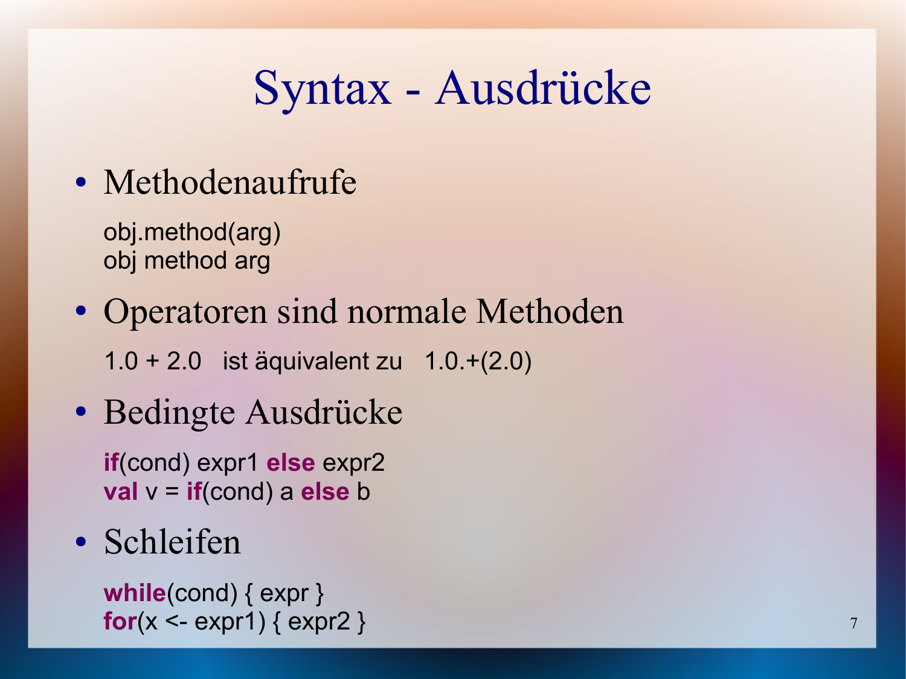# Syntax - Ausdrücke

- Methodenaufrufe

```
obj.method(arg)
obj method arg
```

- Operatoren sind normale Methoden

  1.0 + 2.0   ist äquivalent zu   1.0.+(2.0)

- Bedingte Ausdrücke

```
if(cond) expr1 else expr2
val v = if(cond) a else b
```

- Schleifen

```
while(cond) { expr }
for(x <- expr1) { expr2 }
```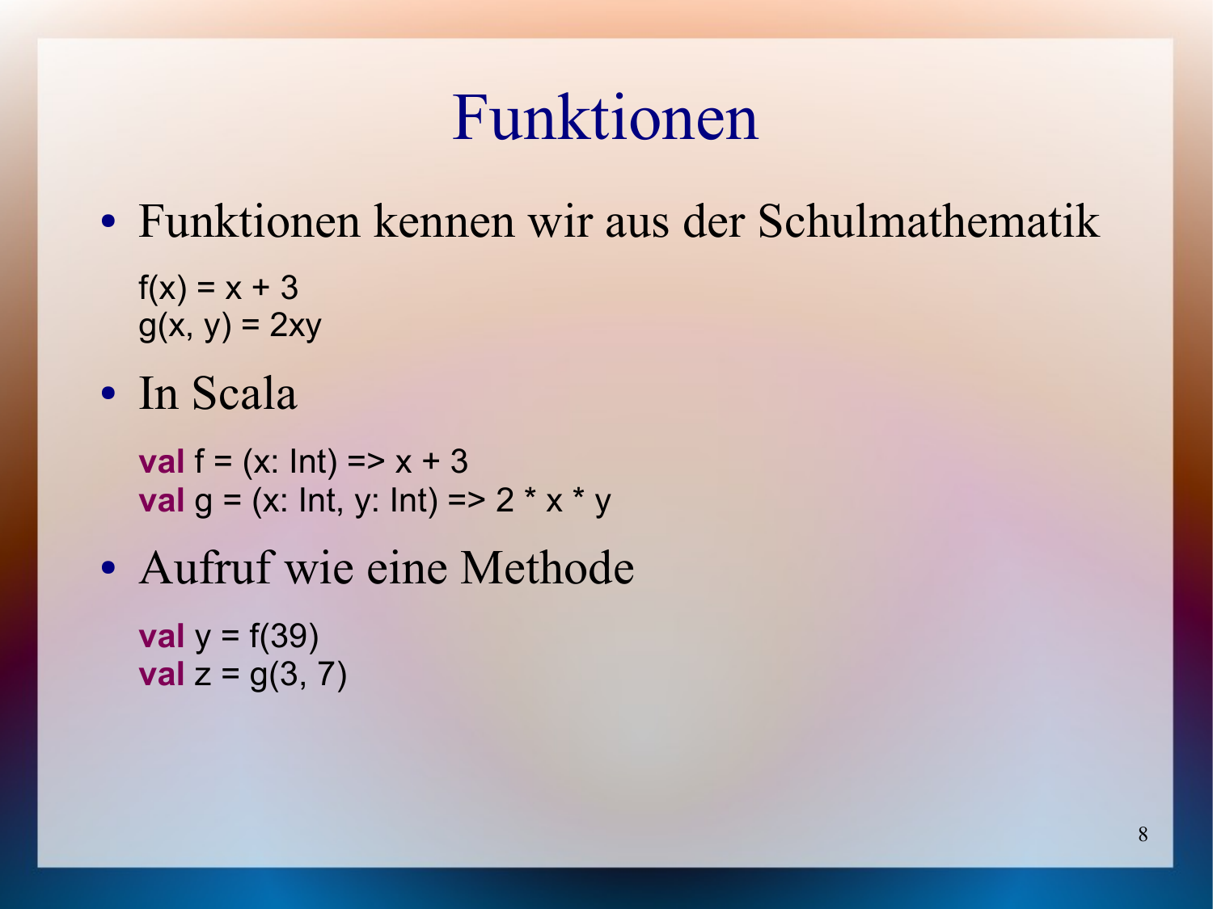# Funktionen

- Funktionen kennen wir aus der Schulmathematik

  $f(x) = x + 3$
  $g(x, y) = 2xy$

- In Scala

```scala
val f = (x: Int) => x + 3
val g = (x: Int, y: Int) => 2 * x * y
```

- Aufruf wie eine Methode

```scala
val y = f(39)
val z = g(3, 7)
```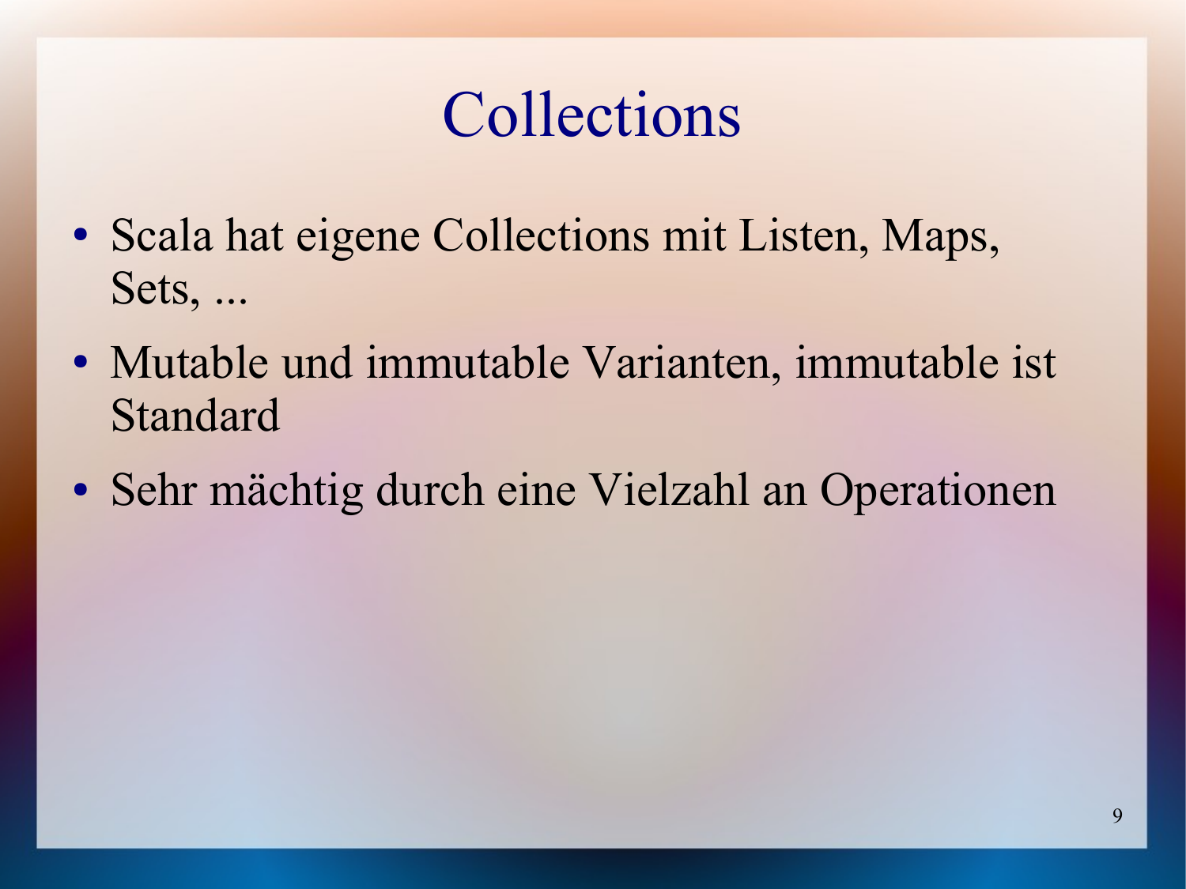# Collections

- Scala hat eigene Collections mit Listen, Maps, Sets, ...
- Mutable und immutable Varianten, immutable ist Standard
- Sehr mächtig durch eine Vielzahl an Operationen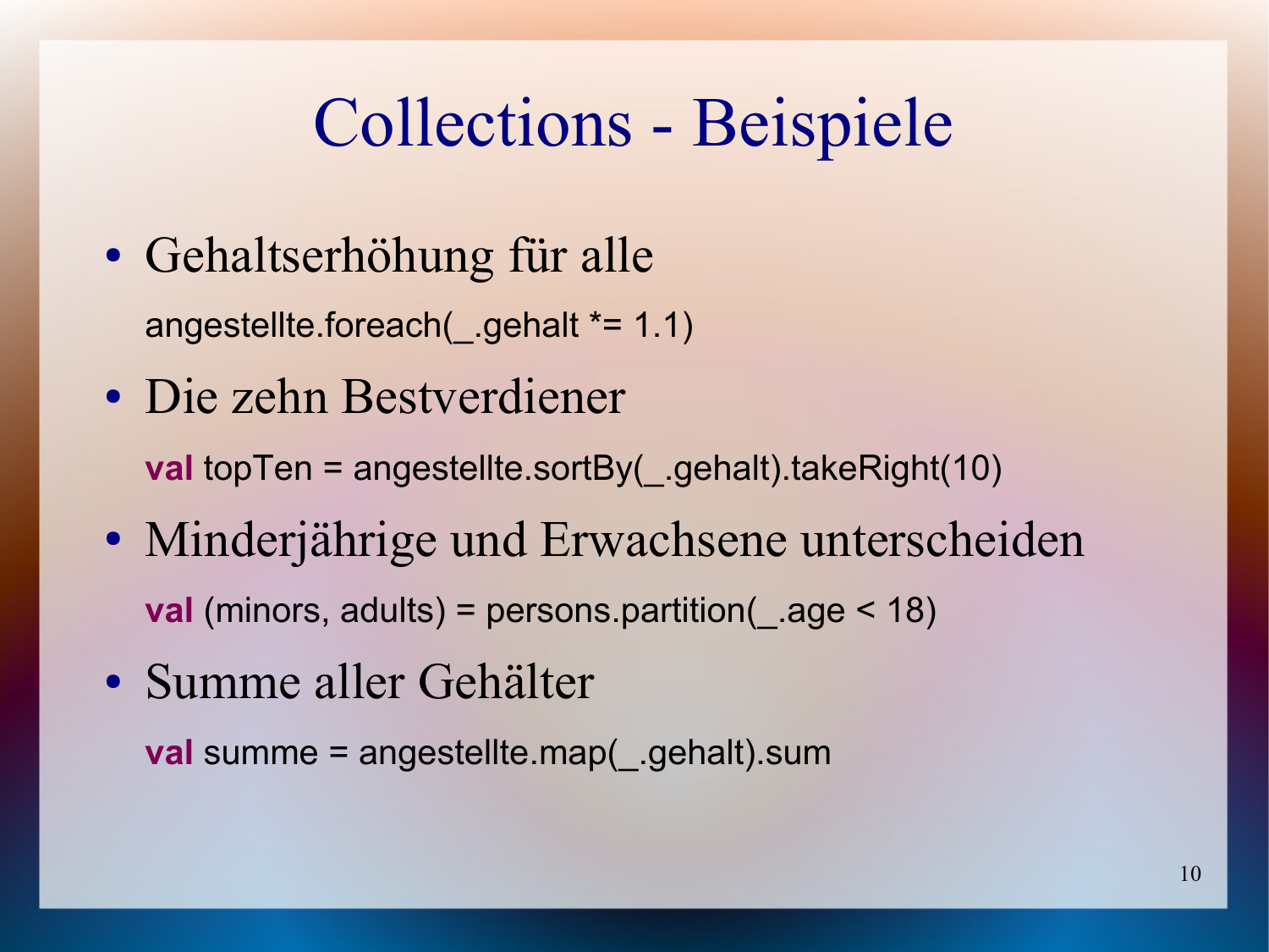# Collections - Beispiele

- Gehaltserhöhung für alle

```
angestellte.foreach(_.gehalt *= 1.1)
```

- Die zehn Bestverdiener

```
val topTen = angestellte.sortBy(_.gehalt).takeRight(10)
```

- Minderjährige und Erwachsene unterscheiden

```
val (minors, adults) = persons.partition(_.age < 18)
```

- Summe aller Gehälter

```
val summe = angestellte.map(_.gehalt).sum
```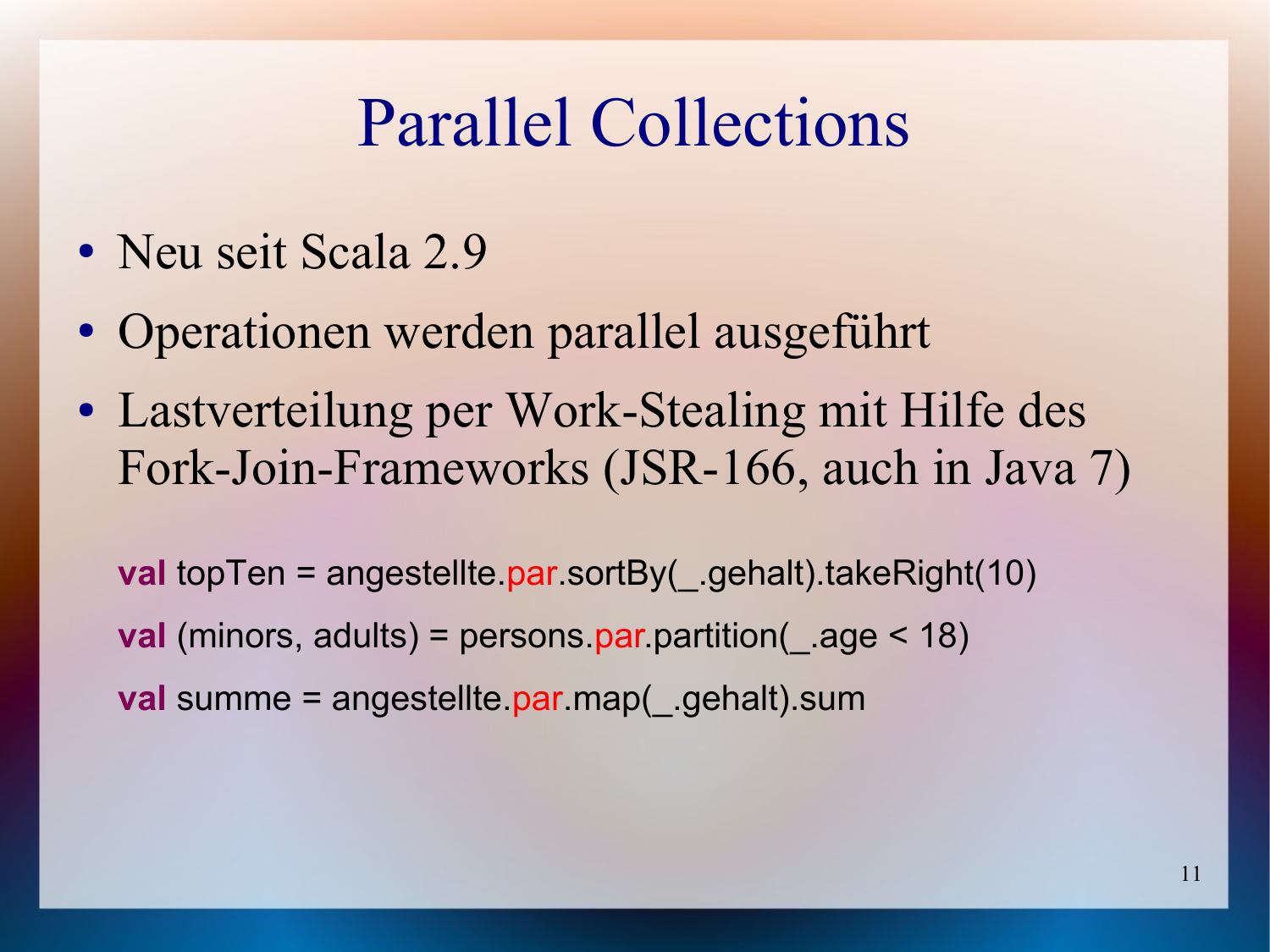# Parallel Collections

- Neu seit Scala 2.9
- Operationen werden parallel ausgeführt
- Lastverteilung per Work-Stealing mit Hilfe des Fork-Join-Frameworks (JSR-166, auch in Java 7)

```
val topTen = angestellte.par.sortBy(_.gehalt).takeRight(10)
val (minors, adults) = persons.par.partition(_.age < 18)
val summe = angestellte.par.map(_.gehalt).sum
```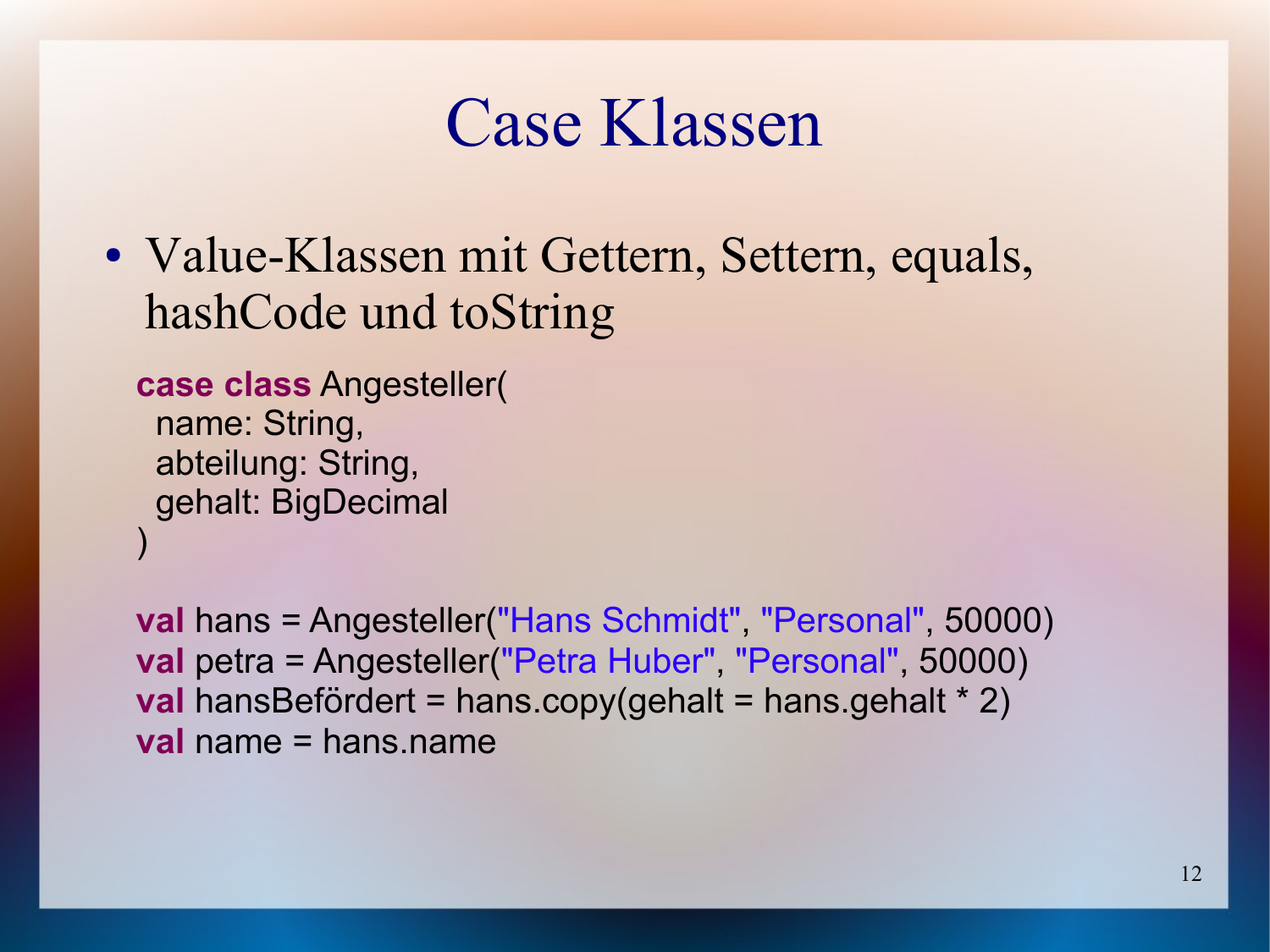# Case Klassen

- Value-Klassen mit Gettern, Settern, equals, hashCode und toString

```
case class Angesteller(
  name: String,
  abteilung: String,
  gehalt: BigDecimal
)

val hans = Angesteller("Hans Schmidt", "Personal", 50000)
val petra = Angesteller("Petra Huber", "Personal", 50000)
val hansBefördert = hans.copy(gehalt = hans.gehalt * 2)
val name = hans.name
```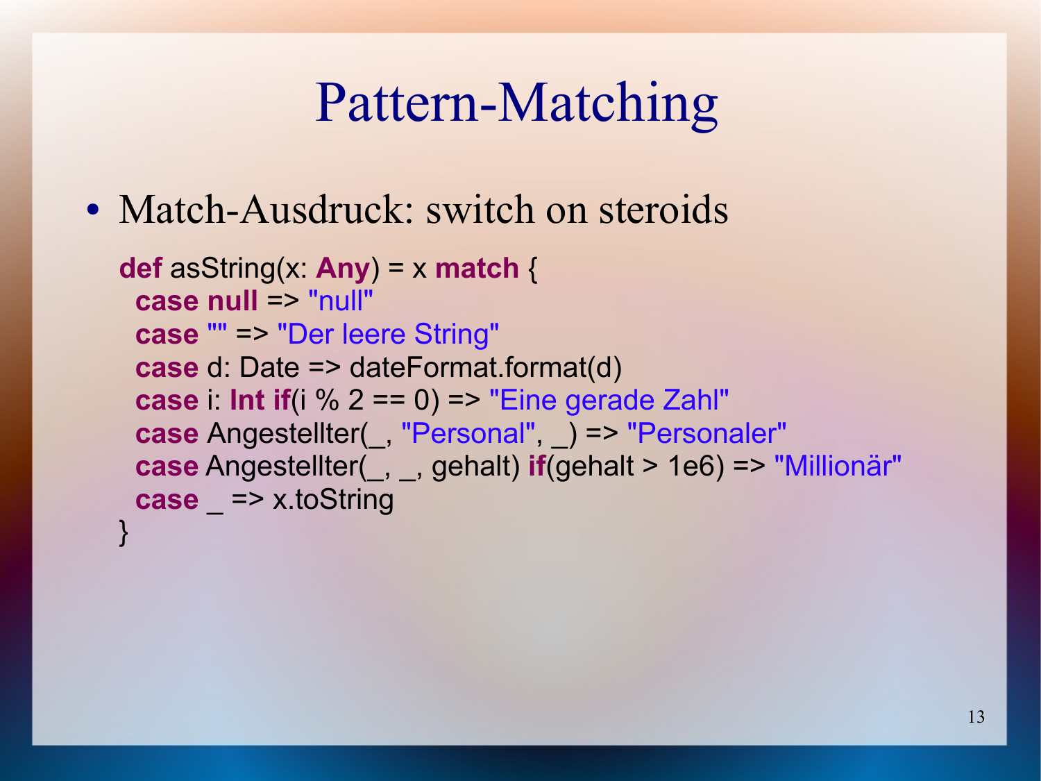# Pattern-Matching

- Match-Ausdruck: switch on steroids

```scala
def asString(x: Any) = x match {
  case null => "null"
  case "" => "Der leere String"
  case d: Date => dateFormat.format(d)
  case i: Int if(i % 2 == 0) => "Eine gerade Zahl"
  case Angestellter(_, "Personal", _) => "Personaler"
  case Angestellter(_, _, gehalt) if(gehalt > 1e6) => "Millionär"
  case _ => x.toString
}
```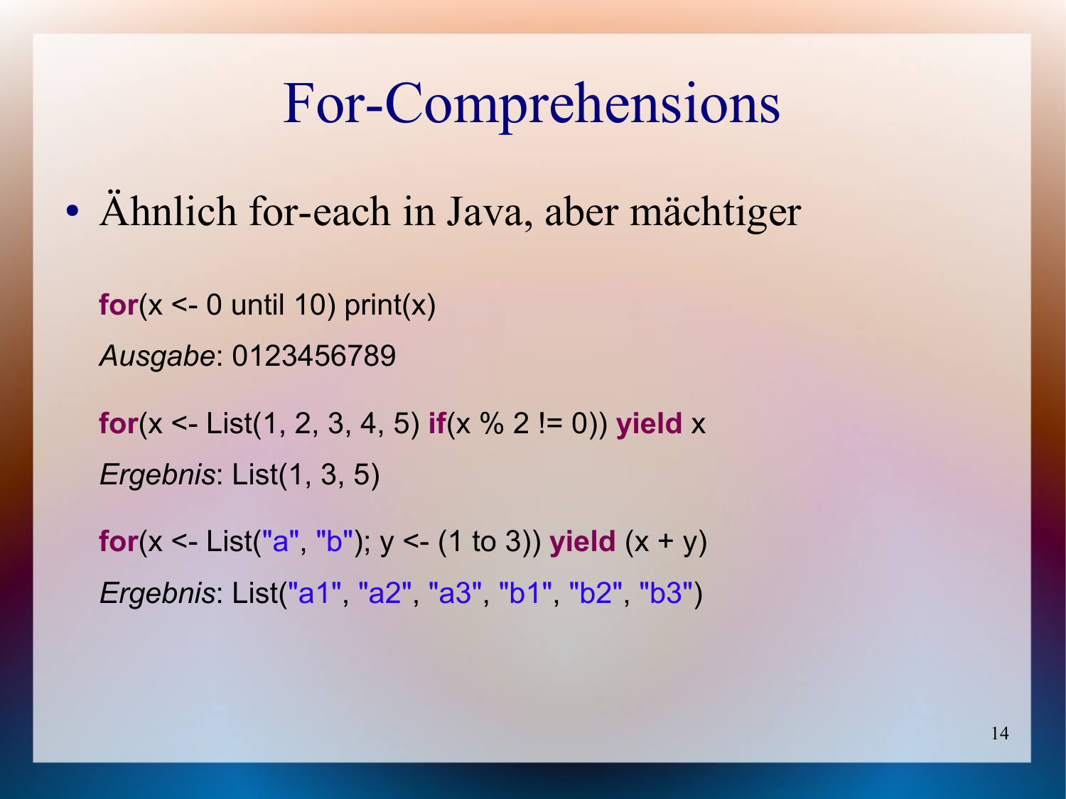# For-Comprehensions

- Ähnlich for-each in Java, aber mächtiger

```
for(x <- 0 until 10) print(x)
```

*Ausgabe*: 0123456789

```
for(x <- List(1, 2, 3, 4, 5) if(x % 2 != 0)) yield x
```

*Ergebnis*: List(1, 3, 5)

```
for(x <- List("a", "b"); y <- (1 to 3)) yield (x + y)
```

*Ergebnis*: List("a1", "a2", "a3", "b1", "b2", "b3")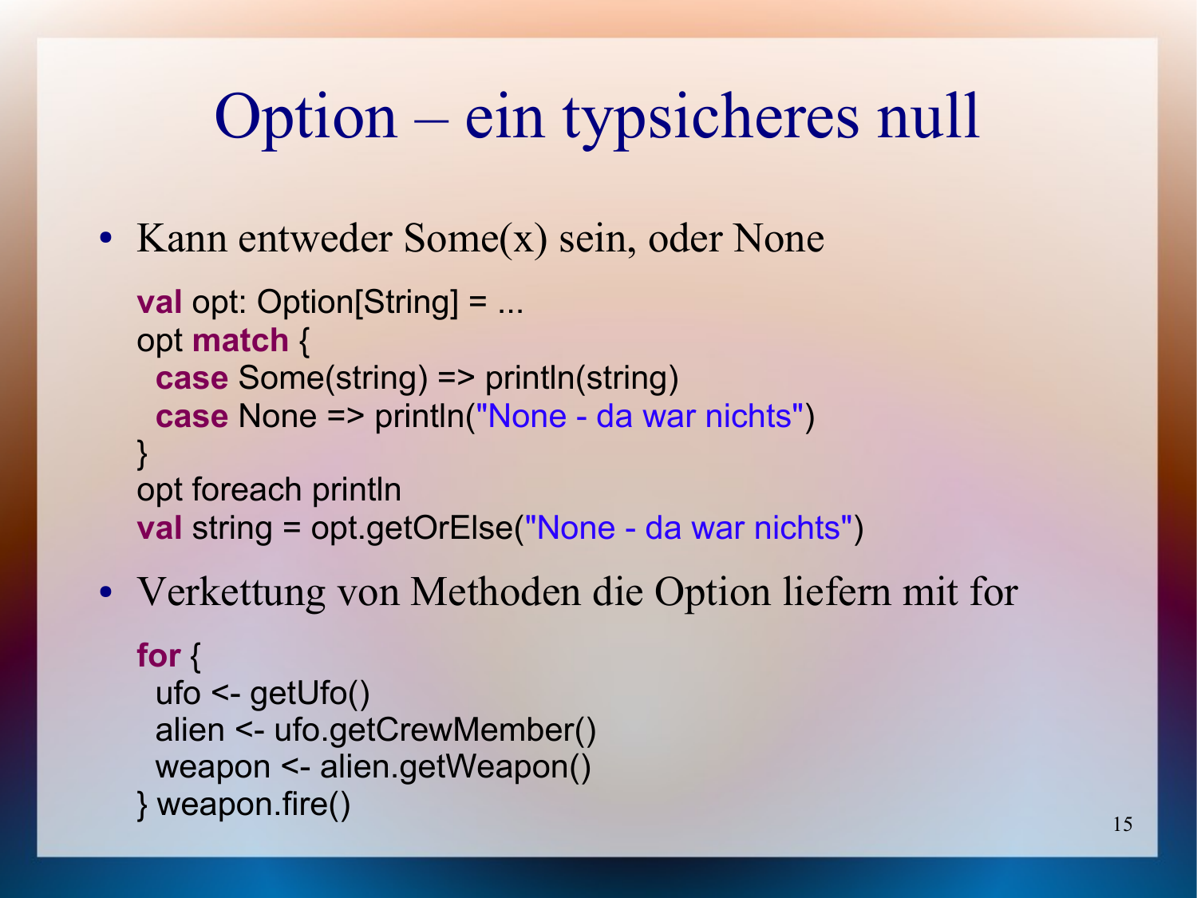# Option – ein typsicheres null

- Kann entweder Some(x) sein, oder None

```
val opt: Option[String] = ...
opt match {
  case Some(string) => println(string)
  case None => println("None - da war nichts")
}
opt foreach println
val string = opt.getOrElse("None - da war nichts")
```

- Verkettung von Methoden die Option liefern mit for

```
for {
  ufo <- getUfo()
  alien <- ufo.getCrewMember()
  weapon <- alien.getWeapon()
} weapon.fire()
```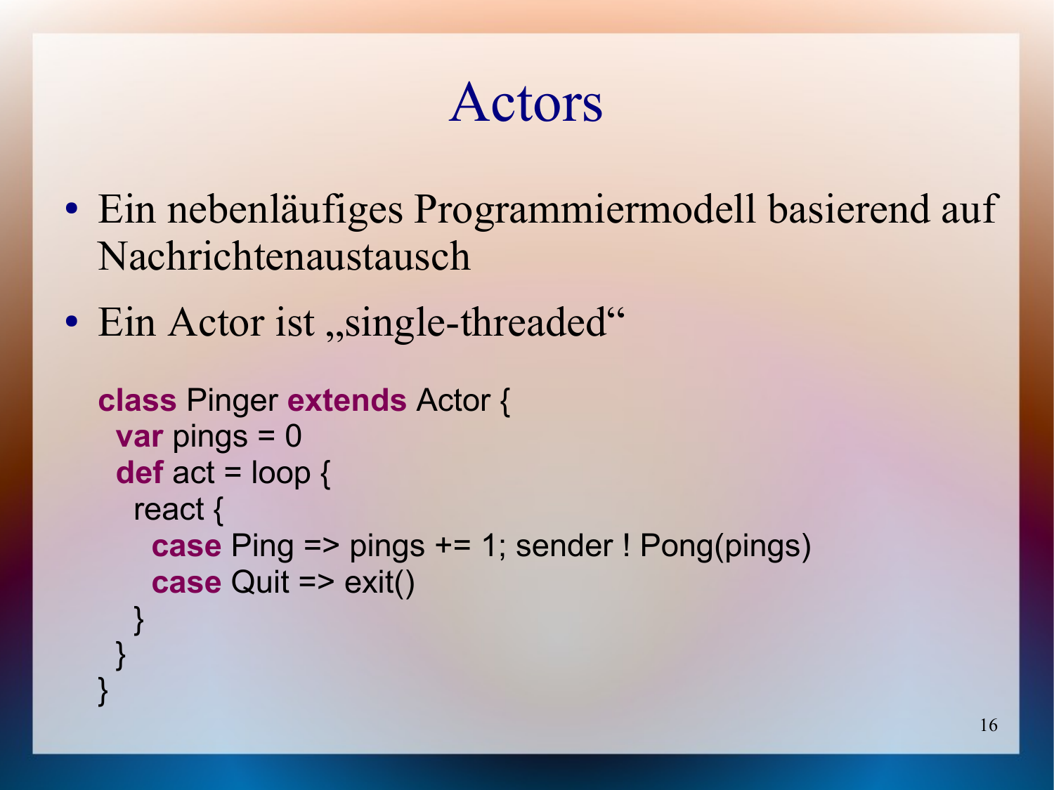# Actors

- Ein nebenläufiges Programmiermodell basierend auf Nachrichtenaustausch
- Ein Actor ist „single-threaded“

```
class Pinger extends Actor {
  var pings = 0
  def act = loop {
    react {
      case Ping => pings += 1; sender ! Pong(pings)
      case Quit => exit()
    }
  }
}
```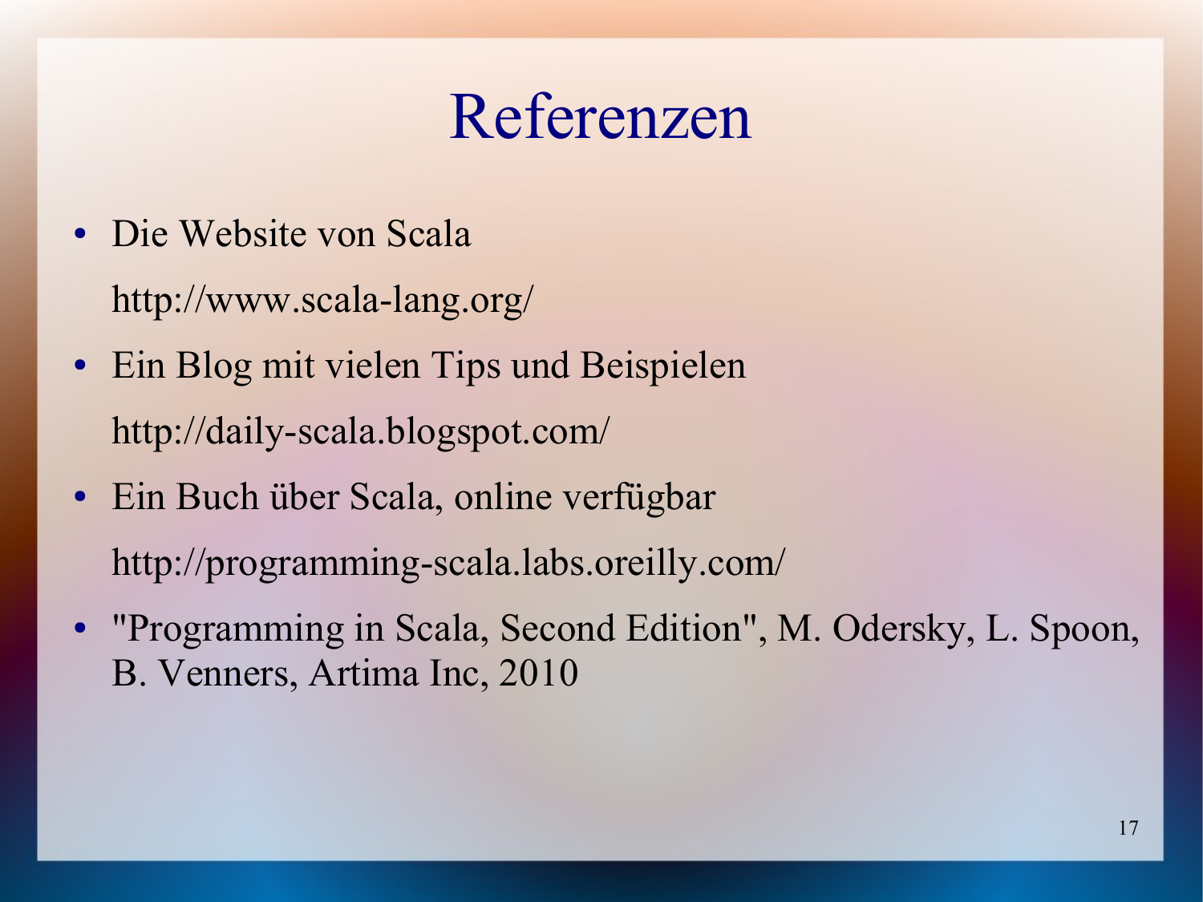# Referenzen

- Die Website von Scala

  http://www.scala-lang.org/

- Ein Blog mit vielen Tips und Beispielen

  http://daily-scala.blogspot.com/

- Ein Buch über Scala, online verfügbar

  http://programming-scala.labs.oreilly.com/

- "Programming in Scala, Second Edition", M. Odersky, L. Spoon, B. Venners, Artima Inc, 2010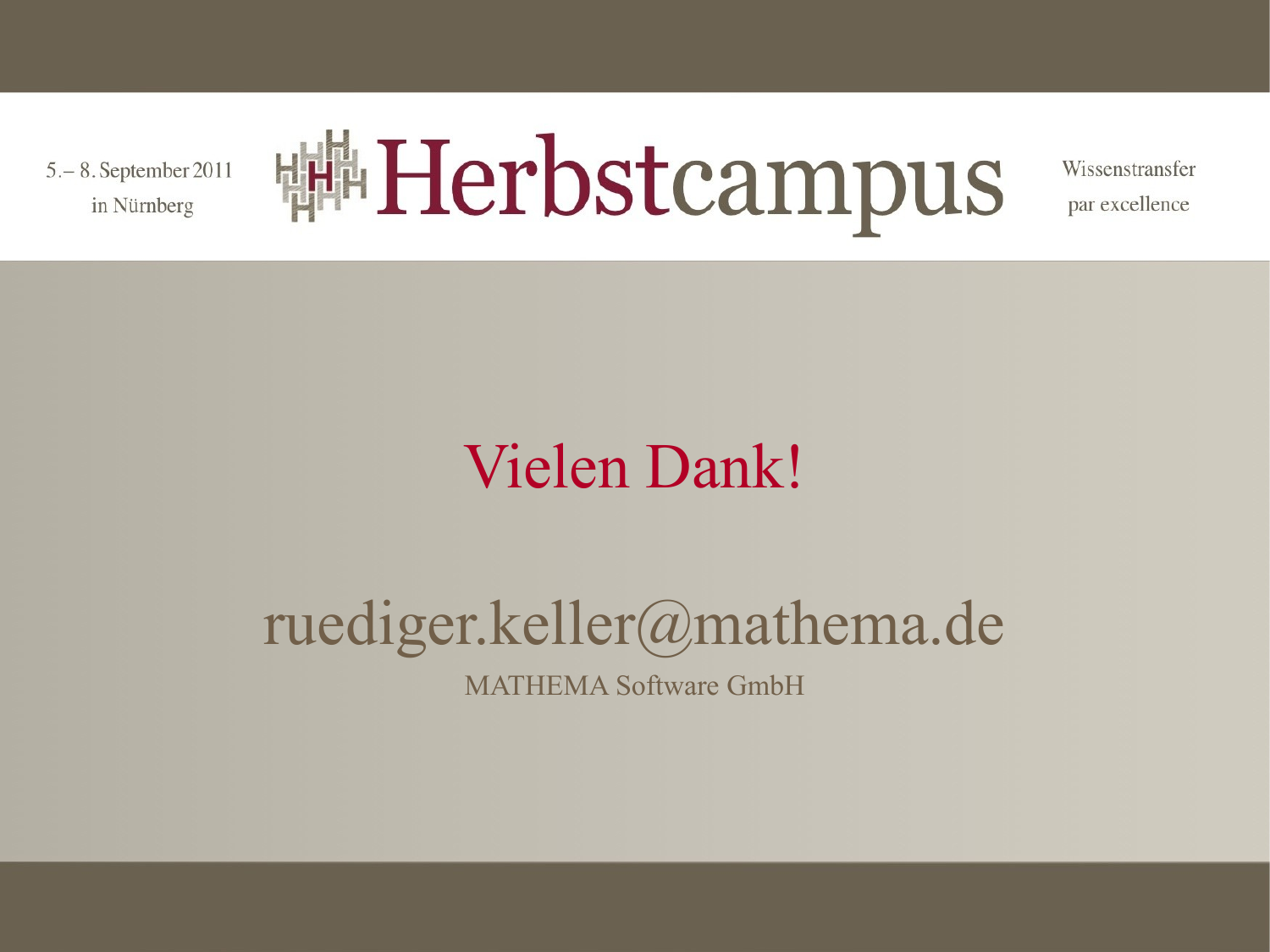# Vielen Dank!

ruediger.keller@mathema.de

MATHEMA Software GmbH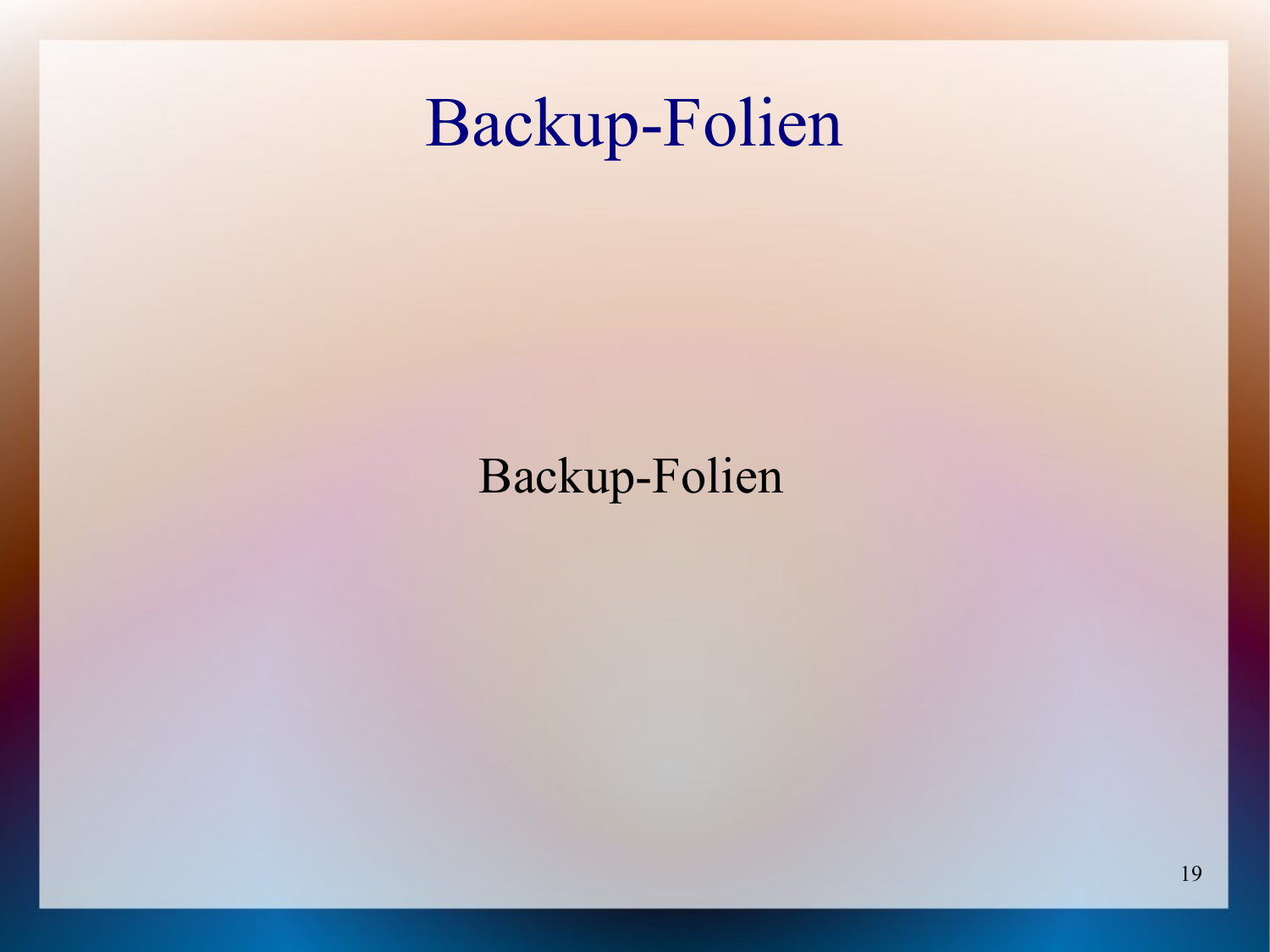# Backup-Folien

Backup-Folien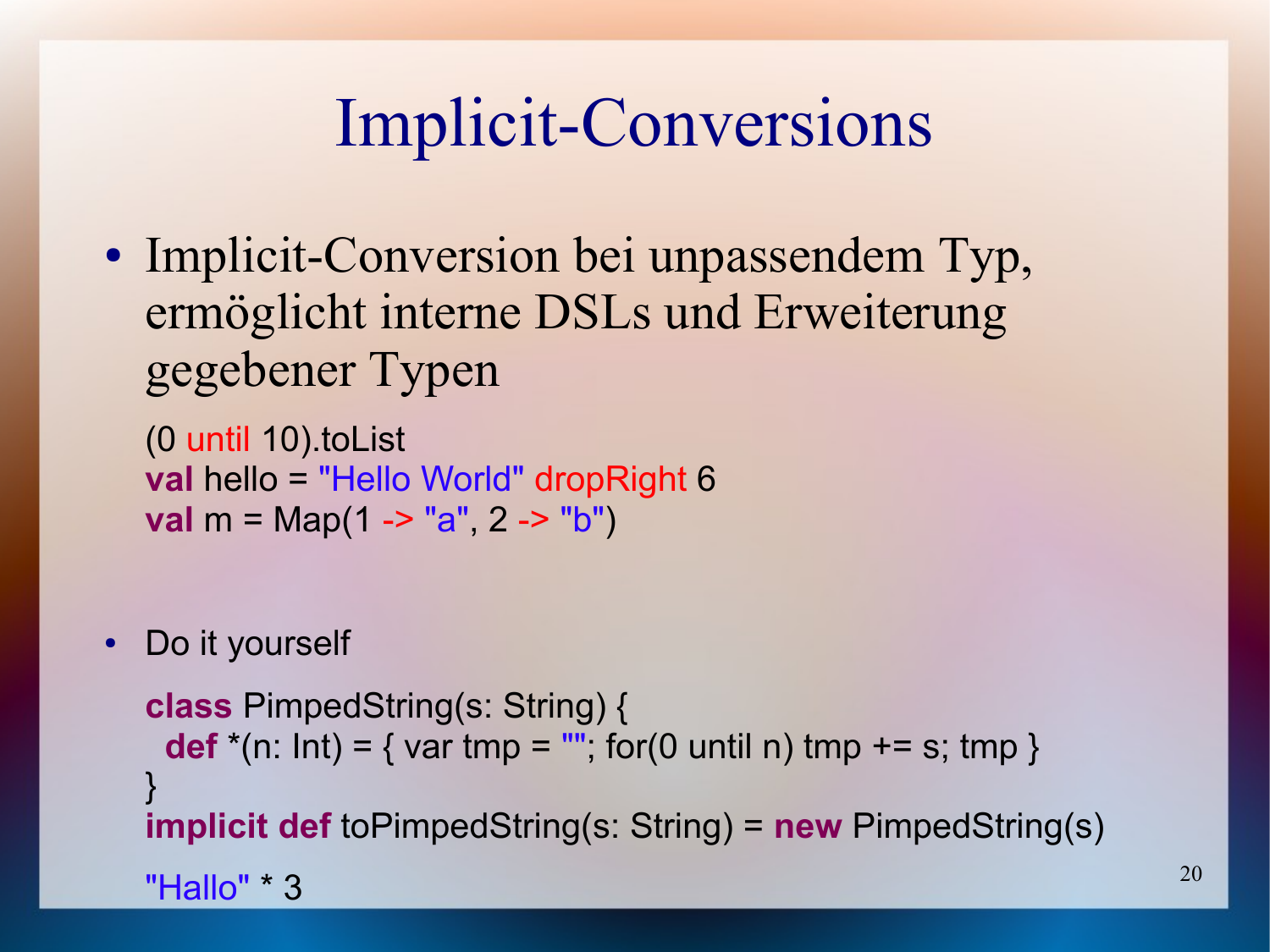# Implicit-Conversions

- Implicit-Conversion bei unpassendem Typ, ermöglicht interne DSLs und Erweiterung gegebener Typen

```
(0 until 10).toList
val hello = "Hello World" dropRight 6
val m = Map(1 -> "a", 2 -> "b")
```

- Do it yourself

```
class PimpedString(s: String) {
  def *(n: Int) = { var tmp = ""; for(0 until n) tmp += s; tmp }
}
implicit def toPimpedString(s: String) = new PimpedString(s)

"Hallo" * 3
```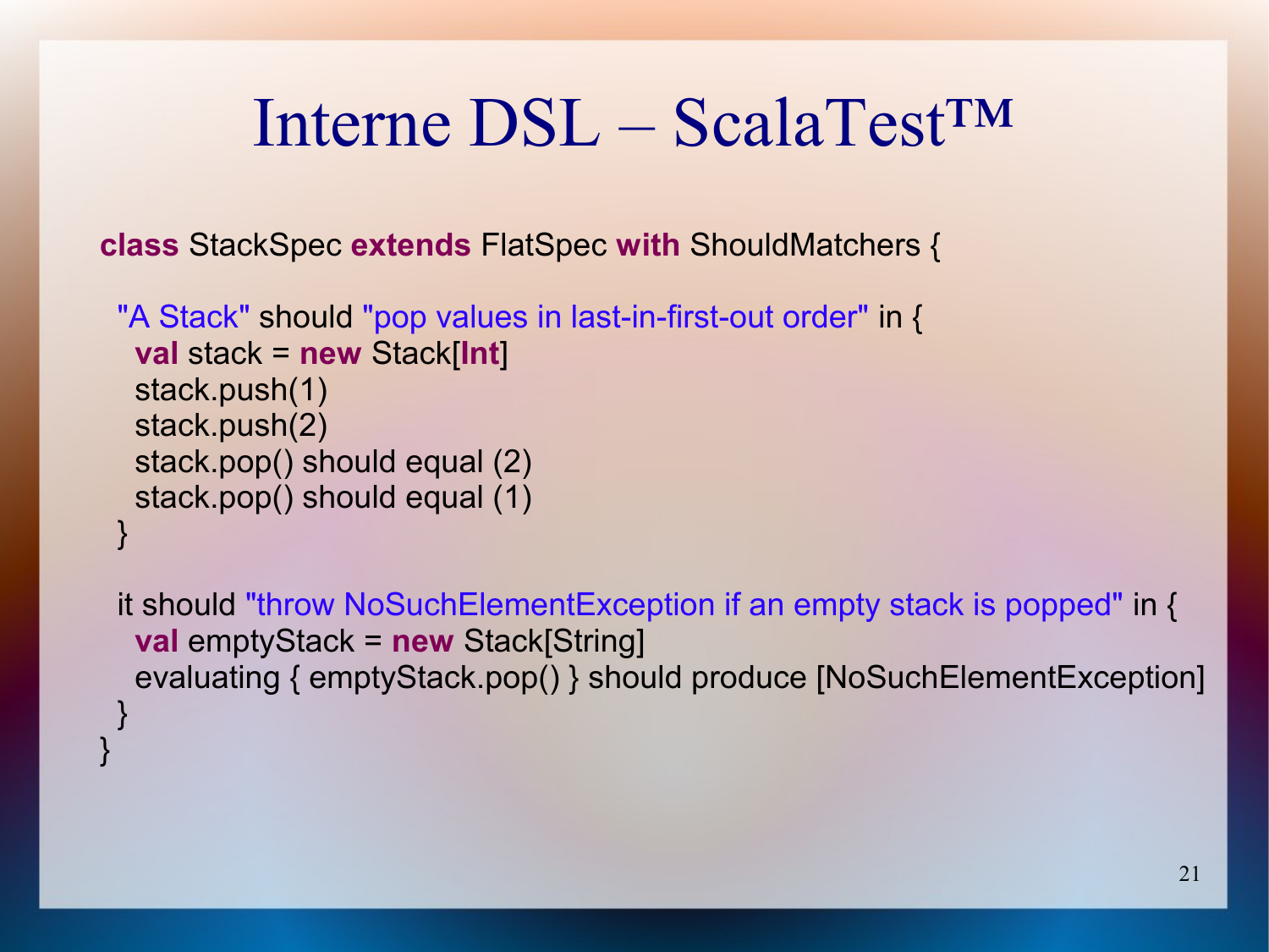# Interne DSL – ScalaTest™

```
class StackSpec extends FlatSpec with ShouldMatchers {

  "A Stack" should "pop values in last-in-first-out order" in {
    val stack = new Stack[Int]
    stack.push(1)
    stack.push(2)
    stack.pop() should equal (2)
    stack.pop() should equal (1)
  }

  it should "throw NoSuchElementException if an empty stack is popped" in {
    val emptyStack = new Stack[String]
    evaluating { emptyStack.pop() } should produce [NoSuchElementException]
  }
}
```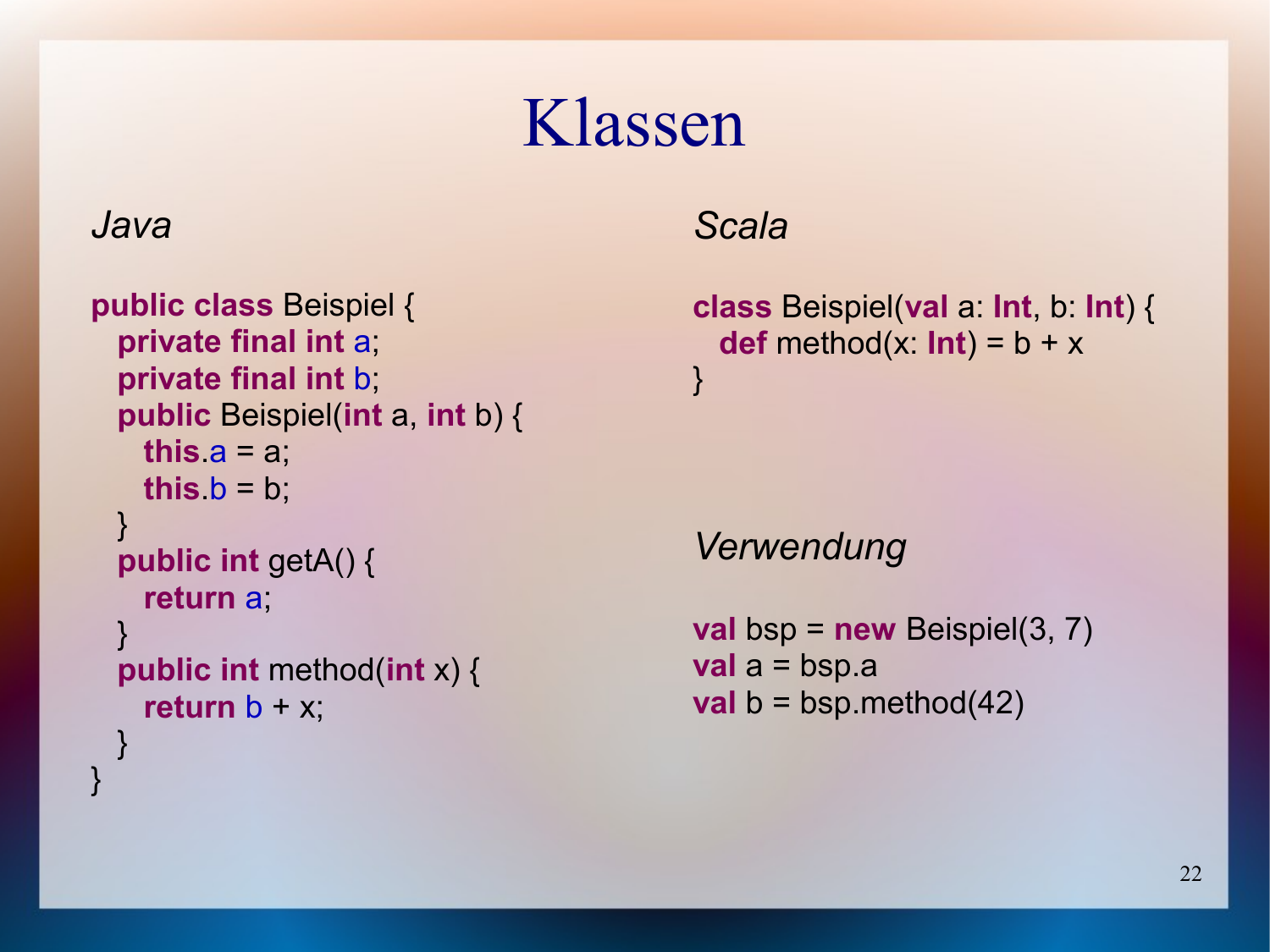# Klassen

*Java*

```java
public class Beispiel {
  private final int a;
  private final int b;
  public Beispiel(int a, int b) {
    this.a = a;
    this.b = b;
  }
  public int getA() {
    return a;
  }
  public int method(int x) {
    return b + x;
  }
}
```

*Scala*

```scala
class Beispiel(val a: Int, b: Int) {
  def method(x: Int) = b + x
}
```

*Verwendung*

```scala
val bsp = new Beispiel(3, 7)
val a = bsp.a
val b = bsp.method(42)
```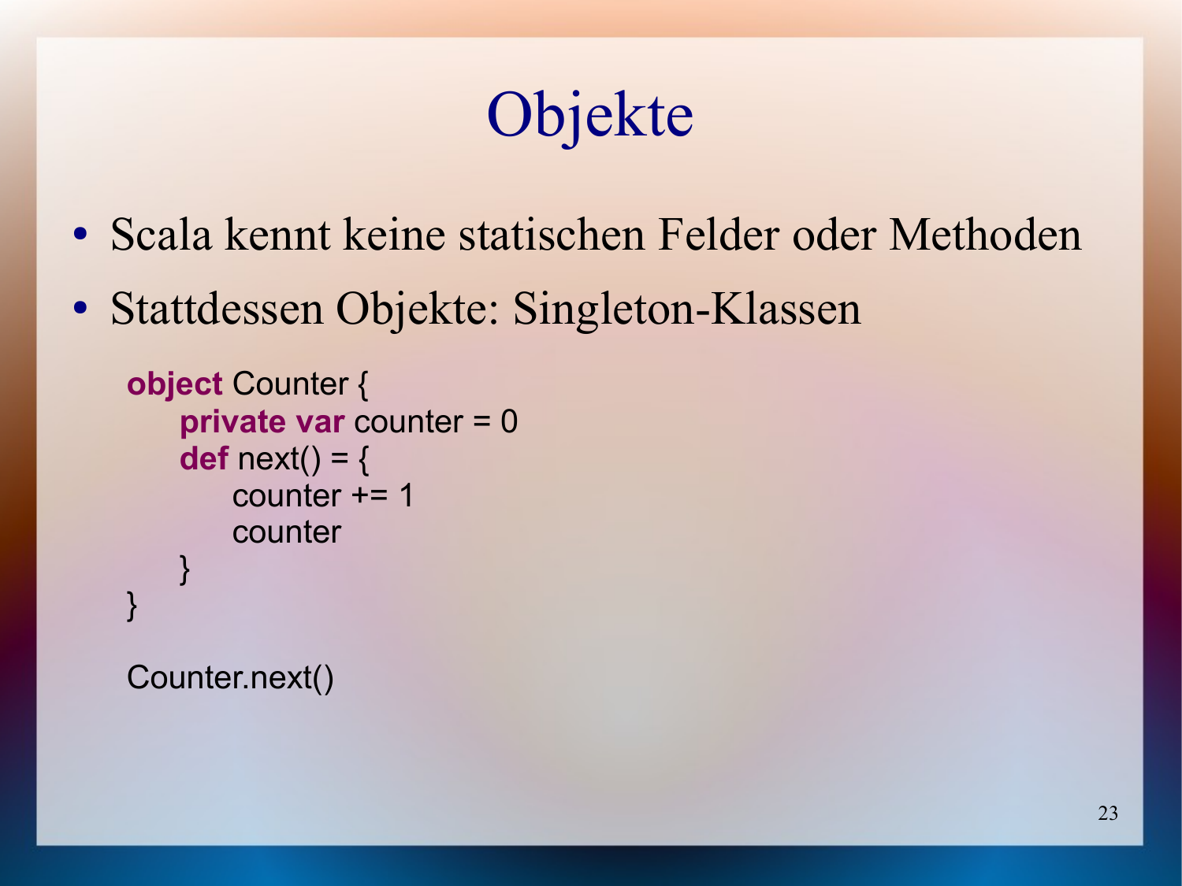# Objekte

- Scala kennt keine statischen Felder oder Methoden
- Stattdessen Objekte: Singleton-Klassen

```
object Counter {
    private var counter = 0
    def next() = {
        counter += 1
        counter
    }
}

Counter.next()
```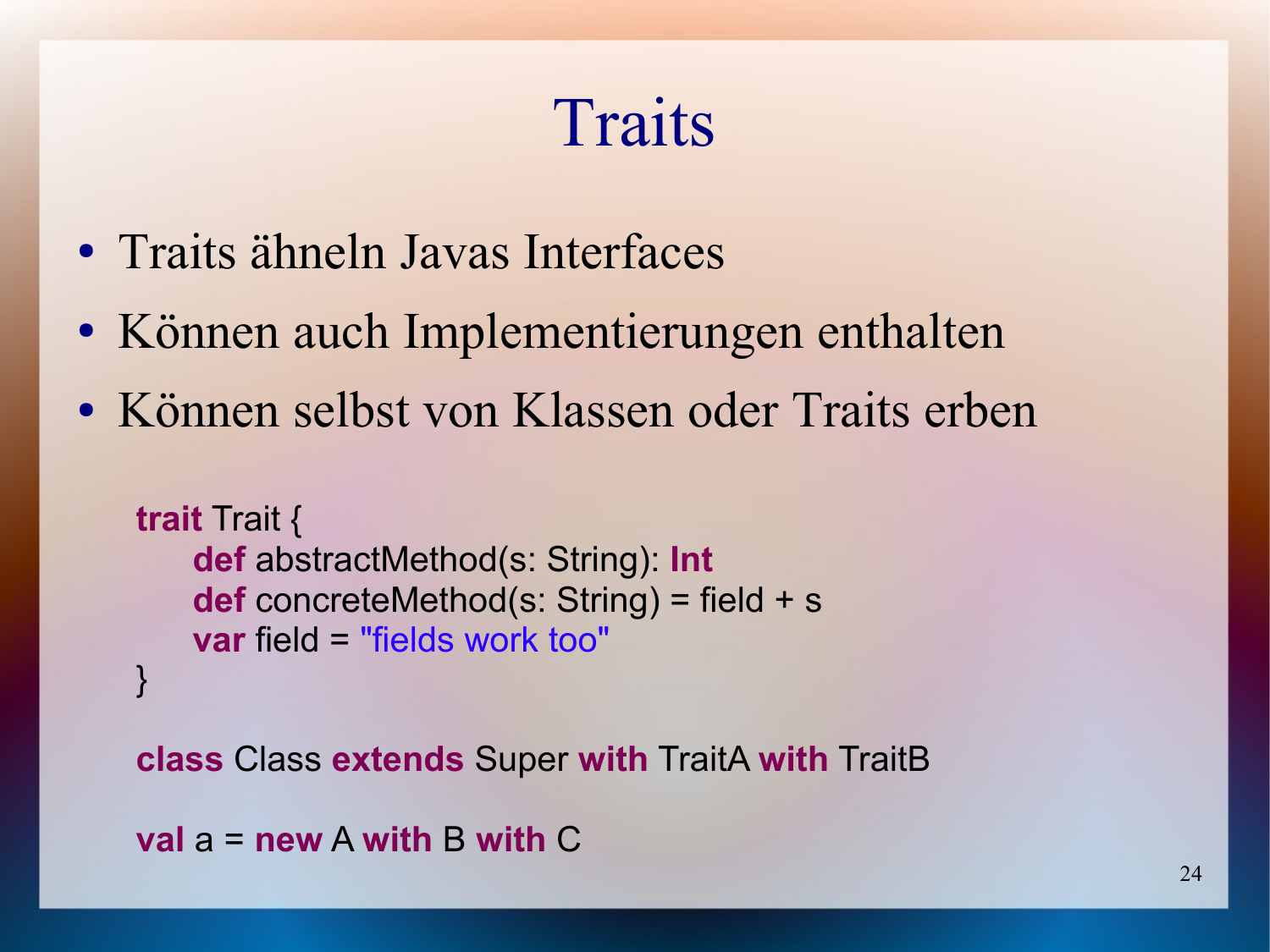# Traits

- Traits ähneln Javas Interfaces
- Können auch Implementierungen enthalten
- Können selbst von Klassen oder Traits erben

```
trait Trait {
    def abstractMethod(s: String): Int
    def concreteMethod(s: String) = field + s
    var field = "fields work too"
}

class Class extends Super with TraitA with TraitB

val a = new A with B with C
```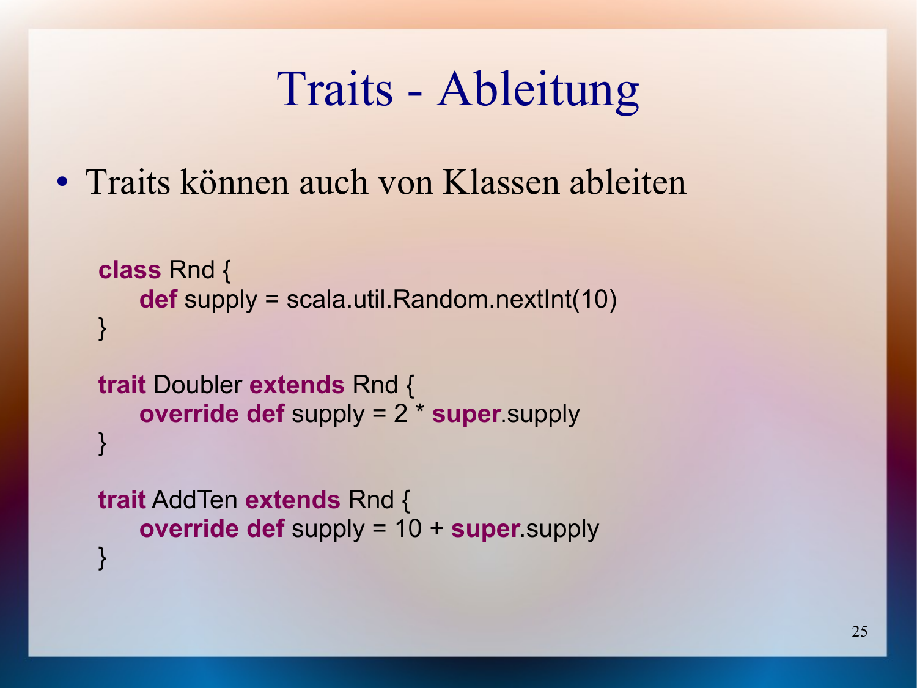# Traits - Ableitung

- Traits können auch von Klassen ableiten

```
class Rnd {
    def supply = scala.util.Random.nextInt(10)
}

trait Doubler extends Rnd {
    override def supply = 2 * super.supply
}

trait AddTen extends Rnd {
    override def supply = 10 + super.supply
}
```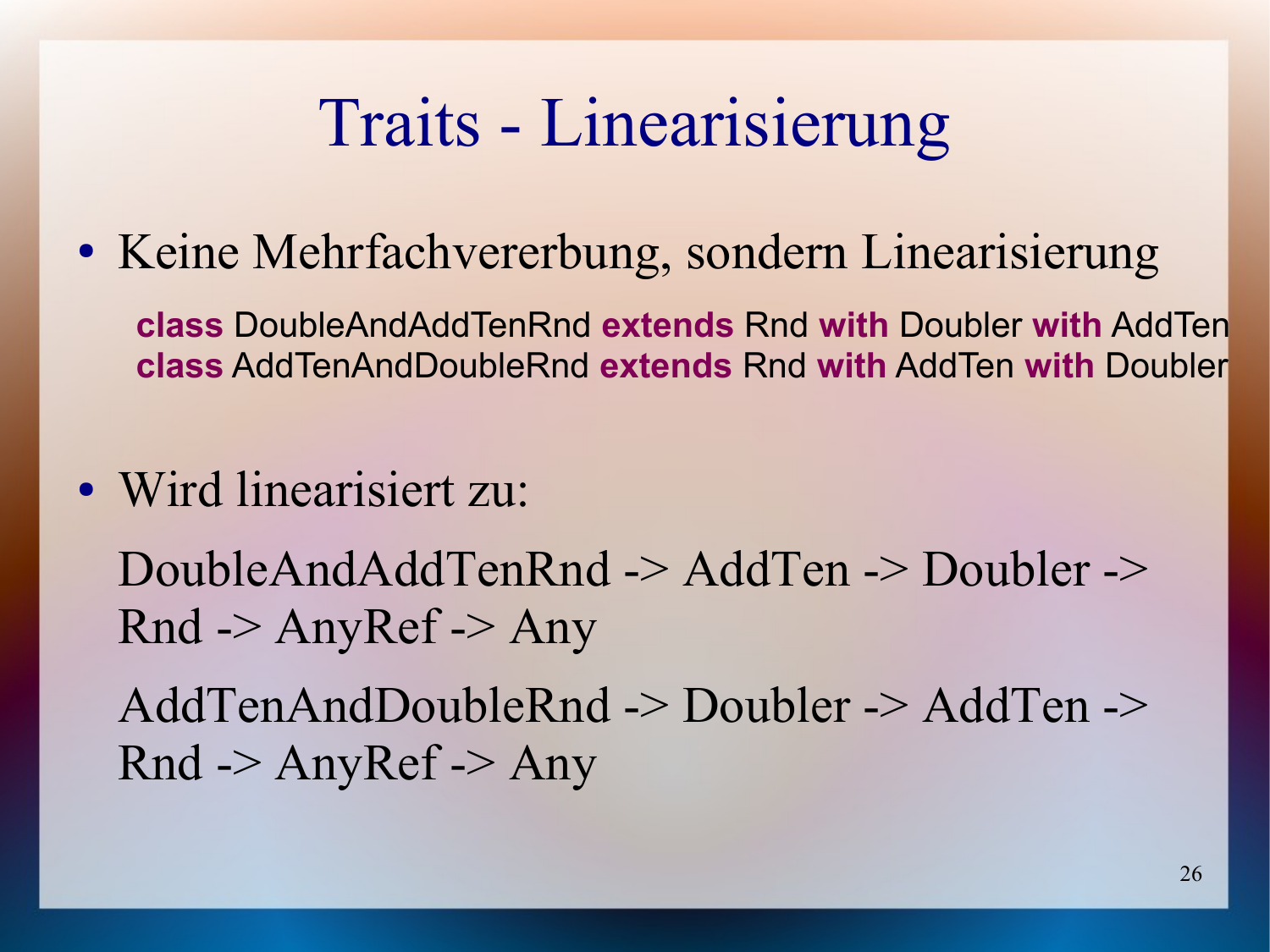# Traits - Linearisierung

- Keine Mehrfachvererbung, sondern Linearisierung

```
class DoubleAndAddTenRnd extends Rnd with Doubler with AddTen
class AddTenAndDoubleRnd extends Rnd with AddTen with Doubler
```

- Wird linearisiert zu:

  DoubleAndAddTenRnd -> AddTen -> Doubler -> Rnd -> AnyRef -> Any

  AddTenAndDoubleRnd -> Doubler -> AddTen -> Rnd -> AnyRef -> Any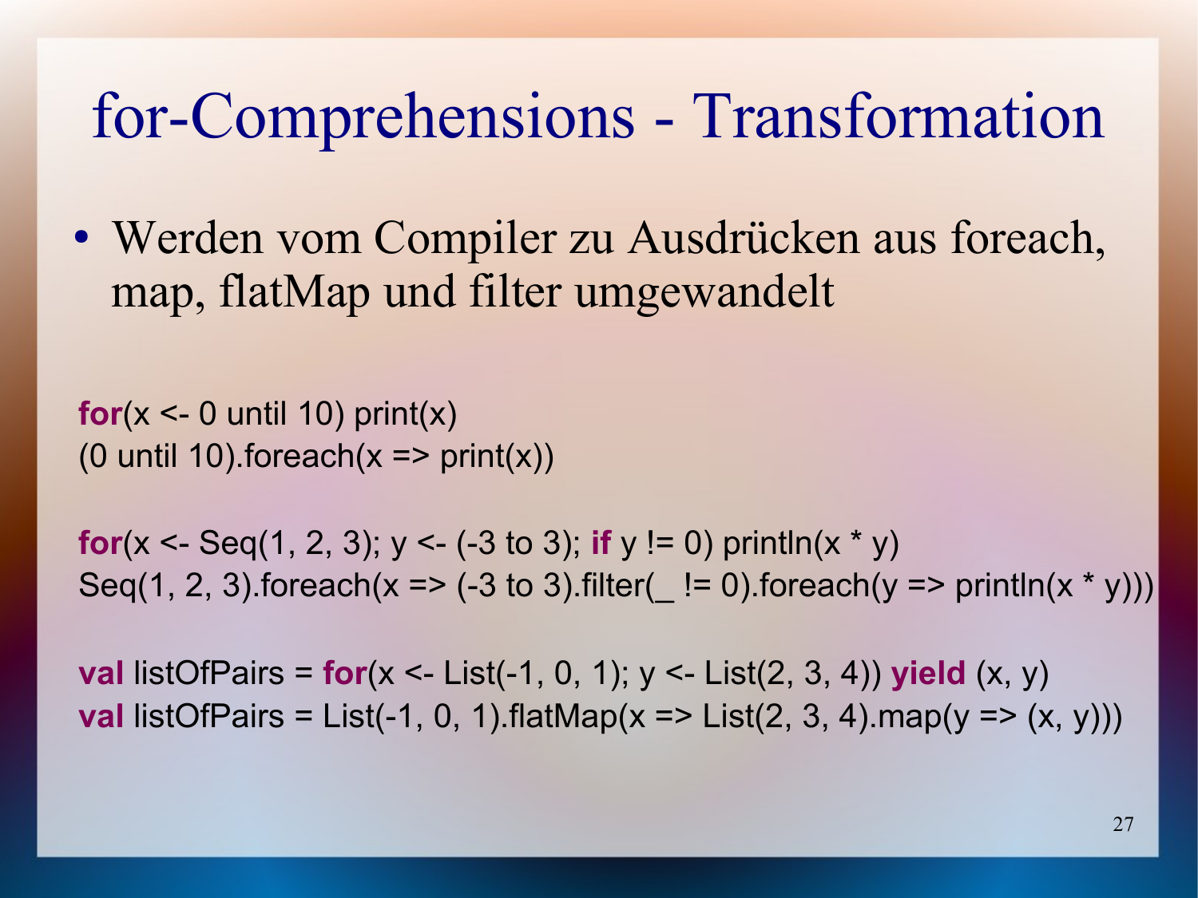# for-Comprehensions - Transformation

- Werden vom Compiler zu Ausdrücken aus foreach, map, flatMap und filter umgewandelt

```
for(x <- 0 until 10) print(x)
(0 until 10).foreach(x => print(x))

for(x <- Seq(1, 2, 3); y <- (-3 to 3); if y != 0) println(x * y)
Seq(1, 2, 3).foreach(x => (-3 to 3).filter(_ != 0).foreach(y => println(x * y)))

val listOfPairs = for(x <- List(-1, 0, 1); y <- List(2, 3, 4)) yield (x, y)
val listOfPairs = List(-1, 0, 1).flatMap(x => List(2, 3, 4).map(y => (x, y)))
```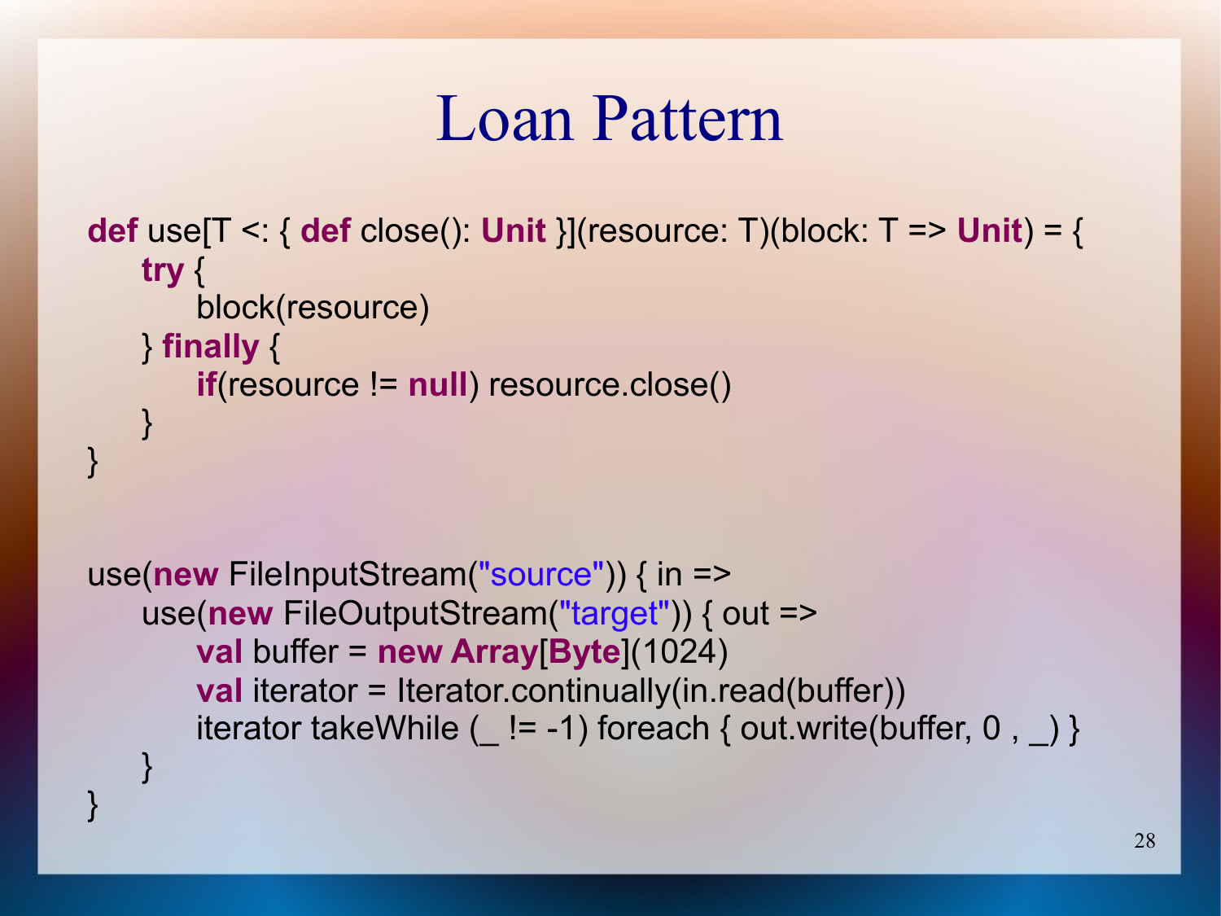# Loan Pattern

```scala
def use[T <: { def close(): Unit }](resource: T)(block: T => Unit) = {
    try {
        block(resource)
    } finally {
        if(resource != null) resource.close()
    }
}


use(new FileInputStream("source")) { in =>
    use(new FileOutputStream("target")) { out =>
        val buffer = new Array[Byte](1024)
        val iterator = Iterator.continually(in.read(buffer))
        iterator takeWhile (_ != -1) foreach { out.write(buffer, 0 , _) }
    }
}
```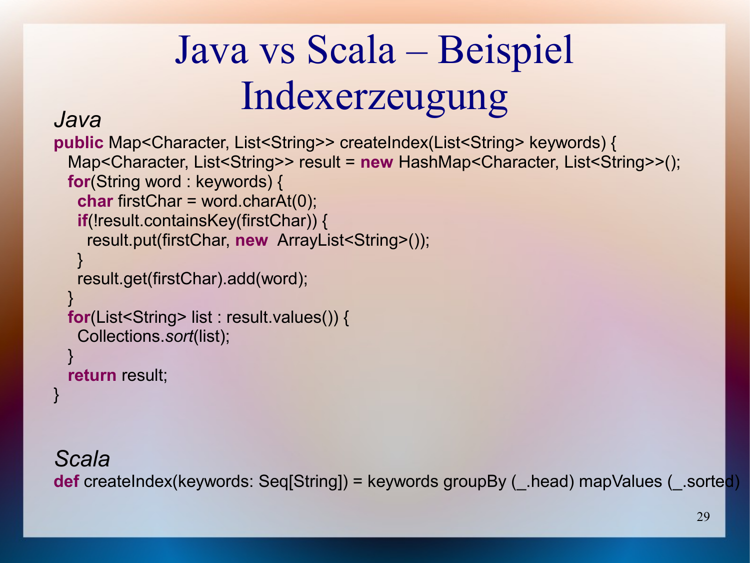# Java vs Scala – Beispiel Indexerzeugung

*Java*

```
public Map<Character, List<String>> createIndex(List<String> keywords) {
  Map<Character, List<String>> result = new HashMap<Character, List<String>>();
  for(String word : keywords) {
    char firstChar = word.charAt(0);
    if(!result.containsKey(firstChar)) {
      result.put(firstChar, new  ArrayList<String>());
    }
    result.get(firstChar).add(word);
  }
  for(List<String> list : result.values()) {
    Collections.sort(list);
  }
  return result;
}
```

*Scala*

```
def createIndex(keywords: Seq[String]) = keywords groupBy (_.head) mapValues (_.sorted)
```